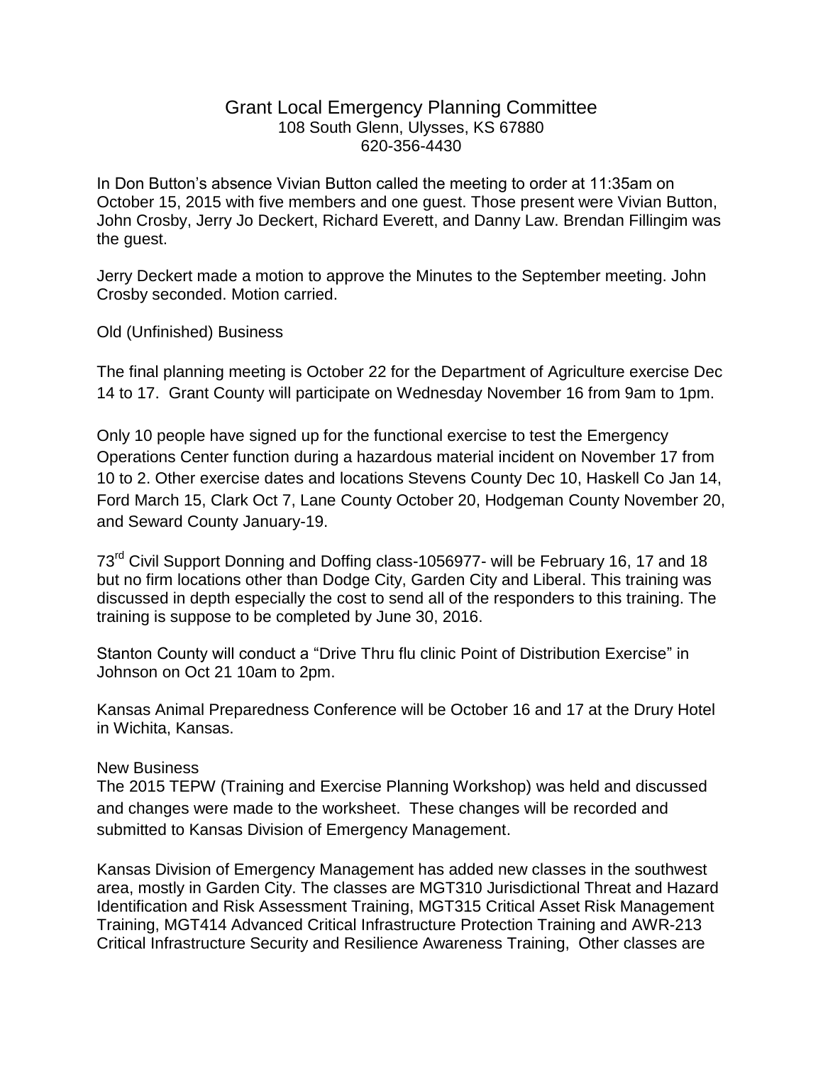# Grant Local Emergency Planning Committee

108 South Glenn, Ulysses, KS 67880
620-356-4430

In Don Button's absence Vivian Button called the meeting to order at 11:35am on October 15, 2015 with five members and one guest. Those present were Vivian Button, John Crosby, Jerry Jo Deckert, Richard Everett, and Danny Law. Brendan Fillingim was the guest.

Jerry Deckert made a motion to approve the Minutes to the September meeting. John Crosby seconded. Motion carried.

Old (Unfinished) Business

The final planning meeting is October 22 for the Department of Agriculture exercise Dec 14 to 17. Grant County will participate on Wednesday November 16 from 9am to 1pm.

Only 10 people have signed up for the functional exercise to test the Emergency Operations Center function during a hazardous material incident on November 17 from 10 to 2. Other exercise dates and locations Stevens County Dec 10, Haskell Co Jan 14, Ford March 15, Clark Oct 7, Lane County October 20, Hodgeman County November 20, and Seward County January-19.

73rd Civil Support Donning and Doffing class-1056977- will be February 16, 17 and 18 but no firm locations other than Dodge City, Garden City and Liberal. This training was discussed in depth especially the cost to send all of the responders to this training. The training is suppose to be completed by June 30, 2016.

Stanton County will conduct a "Drive Thru flu clinic Point of Distribution Exercise" in Johnson on Oct 21 10am to 2pm.

Kansas Animal Preparedness Conference will be October 16 and 17 at the Drury Hotel in Wichita, Kansas.

New Business

The 2015 TEPW (Training and Exercise Planning Workshop) was held and discussed and changes were made to the worksheet. These changes will be recorded and submitted to Kansas Division of Emergency Management.

Kansas Division of Emergency Management has added new classes in the southwest area, mostly in Garden City. The classes are MGT310 Jurisdictional Threat and Hazard Identification and Risk Assessment Training, MGT315 Critical Asset Risk Management Training, MGT414 Advanced Critical Infrastructure Protection Training and AWR-213 Critical Infrastructure Security and Resilience Awareness Training, Other classes are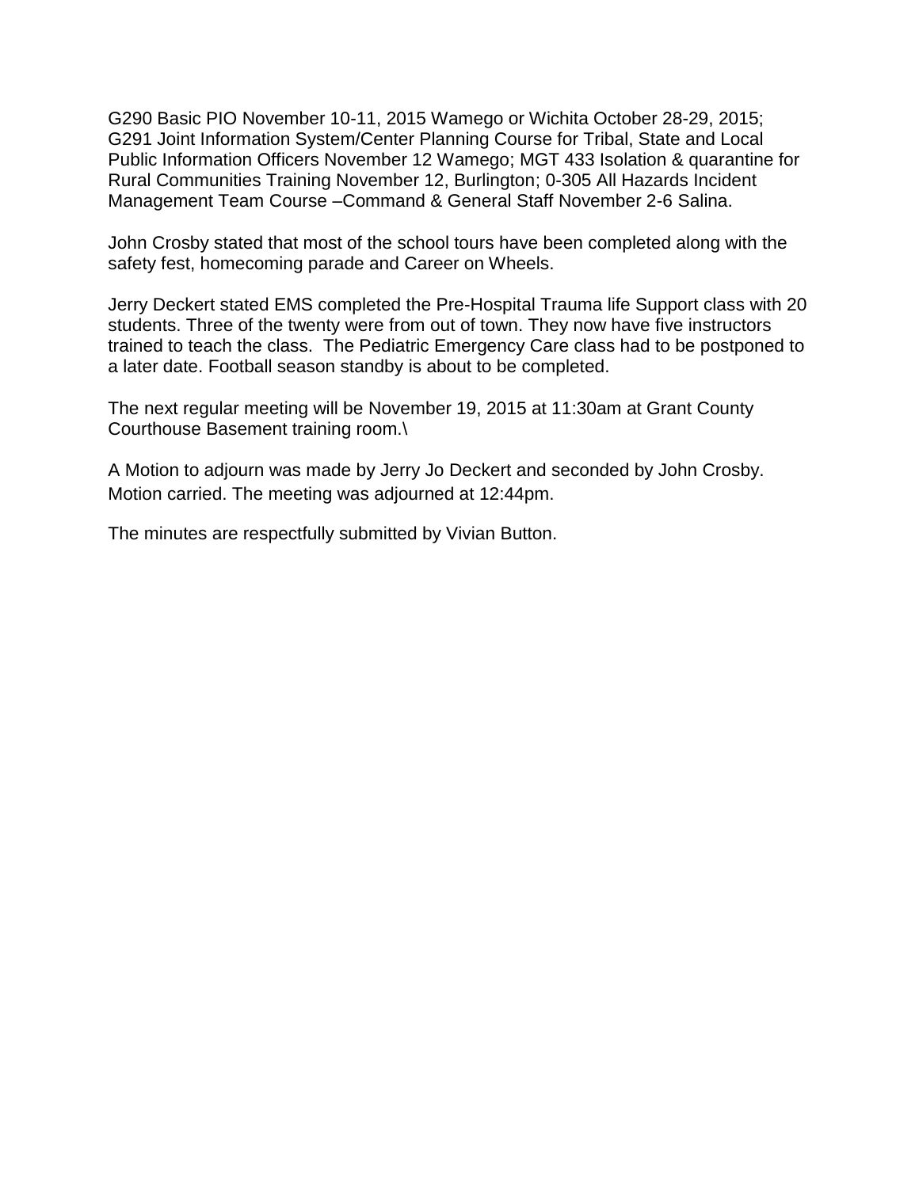G290 Basic PIO November 10-11, 2015 Wamego or Wichita October 28-29, 2015; G291 Joint Information System/Center Planning Course for Tribal, State and Local Public Information Officers November 12 Wamego; MGT 433 Isolation & quarantine for Rural Communities Training November 12, Burlington; 0-305 All Hazards Incident Management Team Course –Command & General Staff November 2-6 Salina.

John Crosby stated that most of the school tours have been completed along with the safety fest, homecoming parade and Career on Wheels.

Jerry Deckert stated EMS completed the Pre-Hospital Trauma life Support class with 20 students. Three of the twenty were from out of town. They now have five instructors trained to teach the class. The Pediatric Emergency Care class had to be postponed to a later date. Football season standby is about to be completed.

The next regular meeting will be November 19, 2015 at 11:30am at Grant County Courthouse Basement training room.\

A Motion to adjourn was made by Jerry Jo Deckert and seconded by John Crosby. Motion carried. The meeting was adjourned at 12:44pm.

The minutes are respectfully submitted by Vivian Button.